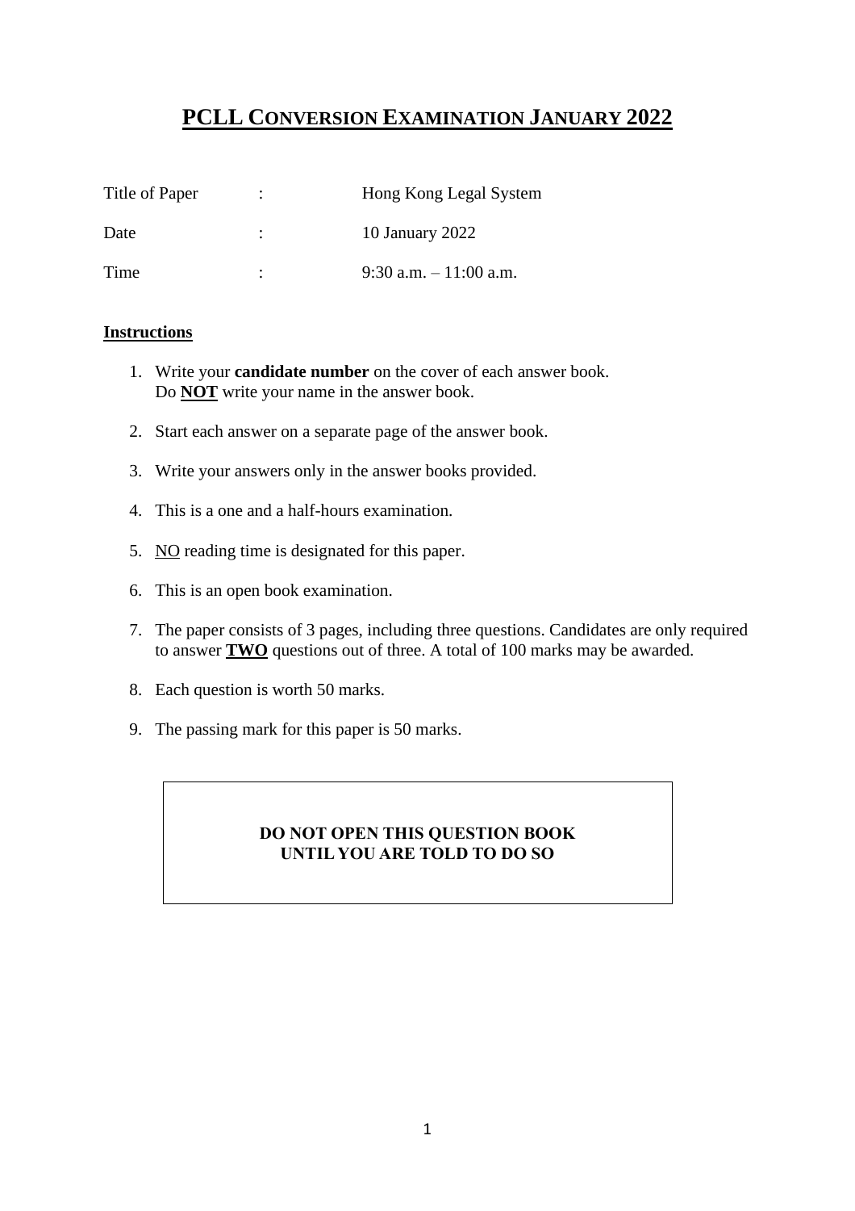# PCLL CONVERSION EXAMINATION JANUARY 2022

| | | |
|---|---|---|
| Title of Paper | : | Hong Kong Legal System |
| Date | : | 10 January 2022 |
| Time | : | 9:30 a.m. – 11:00 a.m. |

**Instructions**

1. Write your **candidate number** on the cover of each answer book.
   Do **NOT** write your name in the answer book.
2. Start each answer on a separate page of the answer book.
3. Write your answers only in the answer books provided.
4. This is a one and a half-hours examination.
5. NO reading time is designated for this paper.
6. This is an open book examination.
7. The paper consists of 3 pages, including three questions. Candidates are only required to answer **TWO** questions out of three. A total of 100 marks may be awarded.
8. Each question is worth 50 marks.
9. The passing mark for this paper is 50 marks.

**DO NOT OPEN THIS QUESTION BOOK UNTIL YOU ARE TOLD TO DO SO**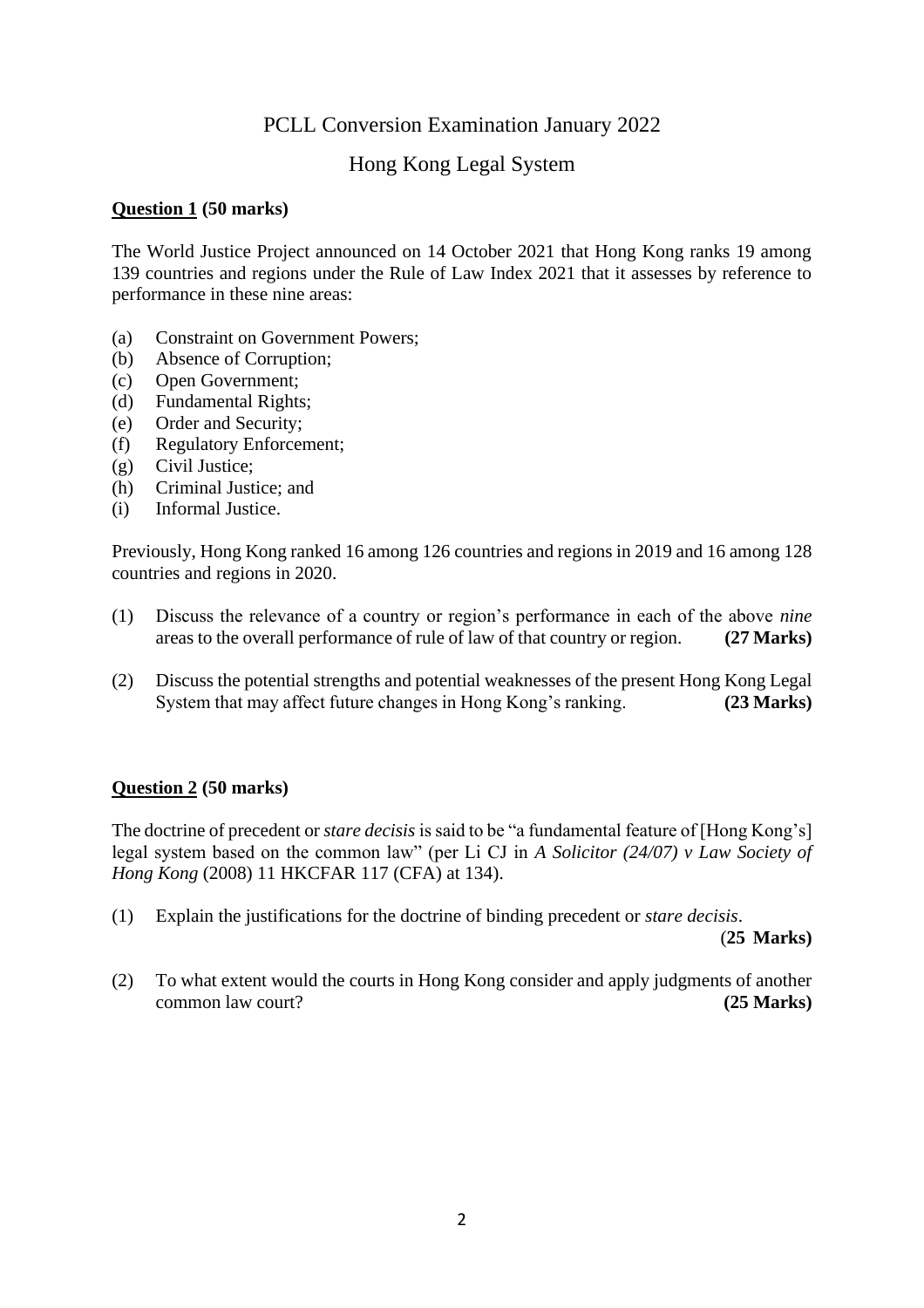# PCLL Conversion Examination January 2022

## Hong Kong Legal System

**<u>Question 1</u> (50 marks)**

The World Justice Project announced on 14 October 2021 that Hong Kong ranks 19 among 139 countries and regions under the Rule of Law Index 2021 that it assesses by reference to performance in these nine areas:

(a) Constraint on Government Powers;
(b) Absence of Corruption;
(c) Open Government;
(d) Fundamental Rights;
(e) Order and Security;
(f) Regulatory Enforcement;
(g) Civil Justice;
(h) Criminal Justice; and
(i) Informal Justice.

Previously, Hong Kong ranked 16 among 126 countries and regions in 2019 and 16 among 128 countries and regions in 2020.

(1) Discuss the relevance of a country or region's performance in each of the above *nine* areas to the overall performance of rule of law of that country or region. **(27 Marks)**

(2) Discuss the potential strengths and potential weaknesses of the present Hong Kong Legal System that may affect future changes in Hong Kong's ranking. **(23 Marks)**

**<u>Question 2</u> (50 marks)**

The doctrine of precedent or *stare decisis* is said to be "a fundamental feature of [Hong Kong's] legal system based on the common law" (per Li CJ in *A Solicitor (24/07) v Law Society of Hong Kong* (2008) 11 HKCFAR 117 (CFA) at 134).

(1) Explain the justifications for the doctrine of binding precedent or *stare decisis*. (**25 Marks)**

(2) To what extent would the courts in Hong Kong consider and apply judgments of another common law court? **(25 Marks)**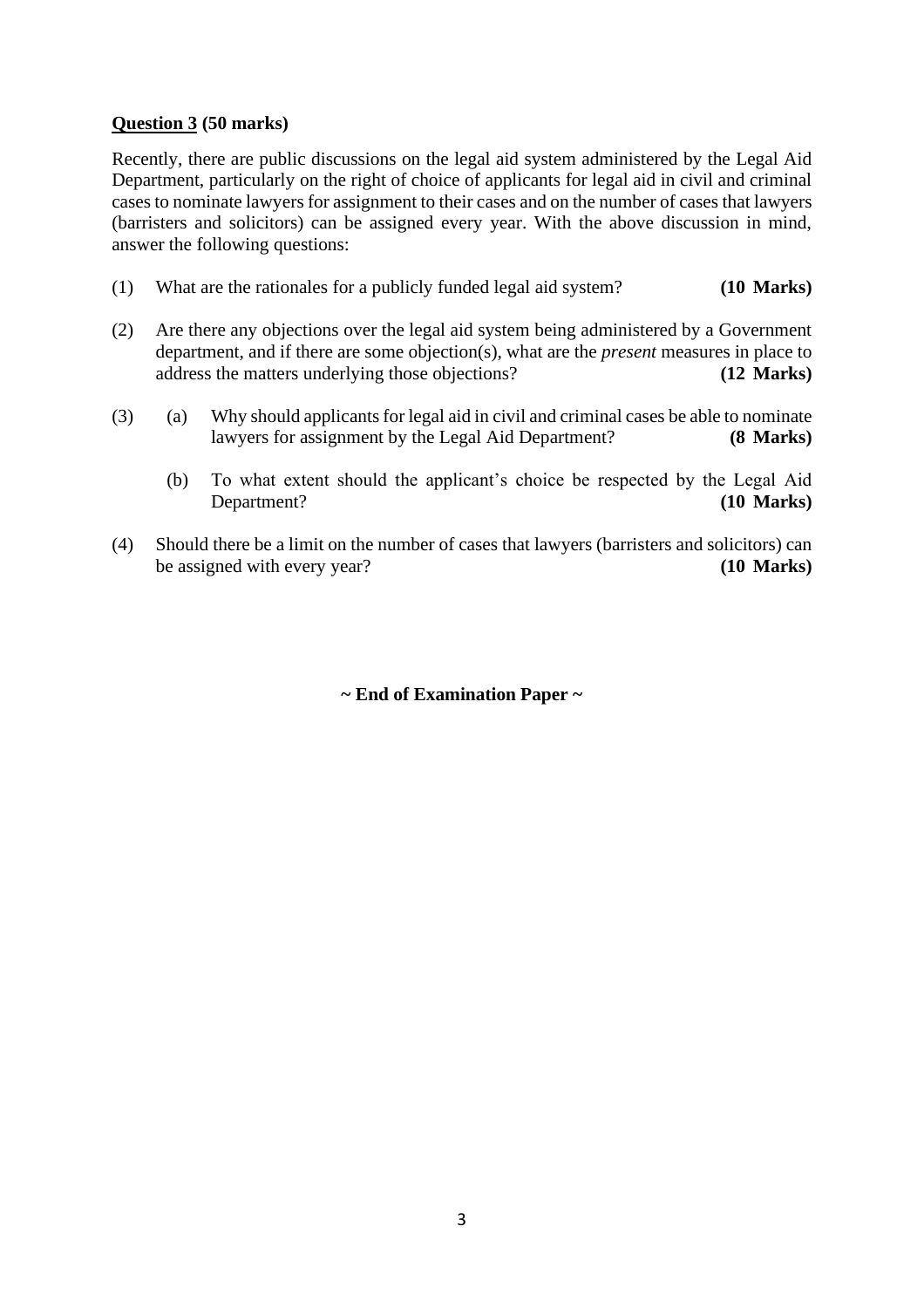**<u>Question 3</u> (50 marks)**

Recently, there are public discussions on the legal aid system administered by the Legal Aid Department, particularly on the right of choice of applicants for legal aid in civil and criminal cases to nominate lawyers for assignment to their cases and on the number of cases that lawyers (barristers and solicitors) can be assigned every year. With the above discussion in mind, answer the following questions:

(1) What are the rationales for a publicly funded legal aid system? **(10 Marks)**

(2) Are there any objections over the legal aid system being administered by a Government department, and if there are some objection(s), what are the *present* measures in place to address the matters underlying those objections? **(12 Marks)**

(3) (a) Why should applicants for legal aid in civil and criminal cases be able to nominate lawyers for assignment by the Legal Aid Department? **(8 Marks)**

(b) To what extent should the applicant's choice be respected by the Legal Aid Department? **(10 Marks)**

(4) Should there be a limit on the number of cases that lawyers (barristers and solicitors) can be assigned with every year? **(10 Marks)**

**~ End of Examination Paper ~**